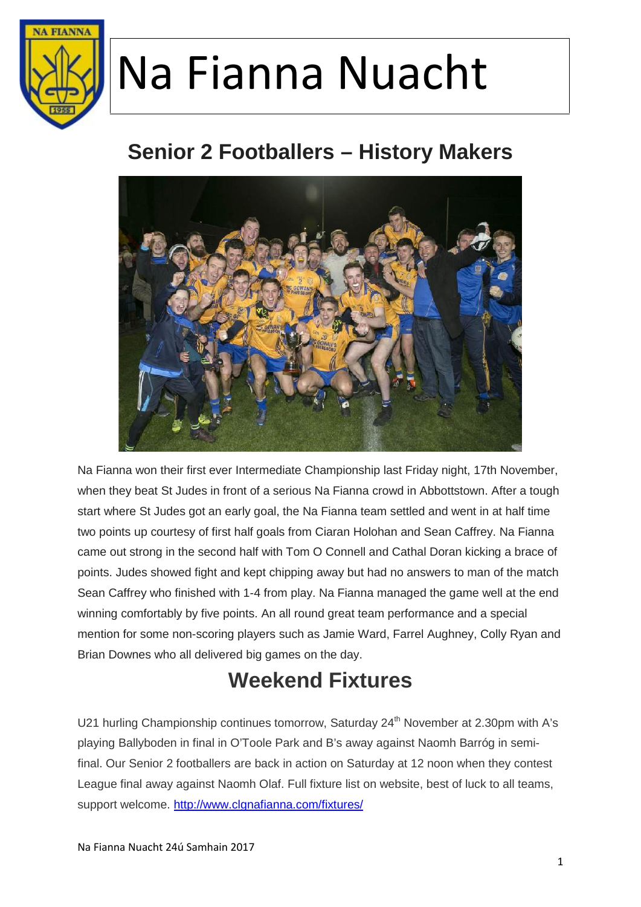# Na Fianna Nuacht

## Senior 2 Footballers – History Makers

Na Fianna won their first ever Intermediate Championship last Friday night, 17th November, when they beat St Judes in front of a serious Na Fianna crowd in Abbottstown. After a tough start where St Judes got an early goal, the Na Fianna team settled and went in at half time two points up courtesy of first half goals from Ciaran Holohan and Sean Caffrey. Na Fianna came out strong in the second half with Tom O Connell and Cathal Doran kicking a brace of points. Judes showed fight and kept chipping away but had no answers to man of the match Sean Caffrey who finished with 1-4 from play. Na Fianna managed the game well at the end winning comfortably by five points. An all round great team performance and a special mention for some non-scoring players such as Jamie Ward, Farrel Aughney, Colly Ryan and Brian Downes who all delivered big games on the day.

## Weekend Fixtures

U21 hurling Championship continues tomorrow, Saturday 24th November at 2.30pm with A's playing Ballyboden in final in O'Toole Park and B's away against Naomh Barróg in semi-final. Our Senior 2 footballers are back in action on Saturday at 12 noon when they contest League final away against Naomh Olaf. Full fixture list on website, best of luck to all teams, support welcome. http://www.clgnafianna.com/fixtures/

Na Fianna Nuacht 24ú Samhain 2017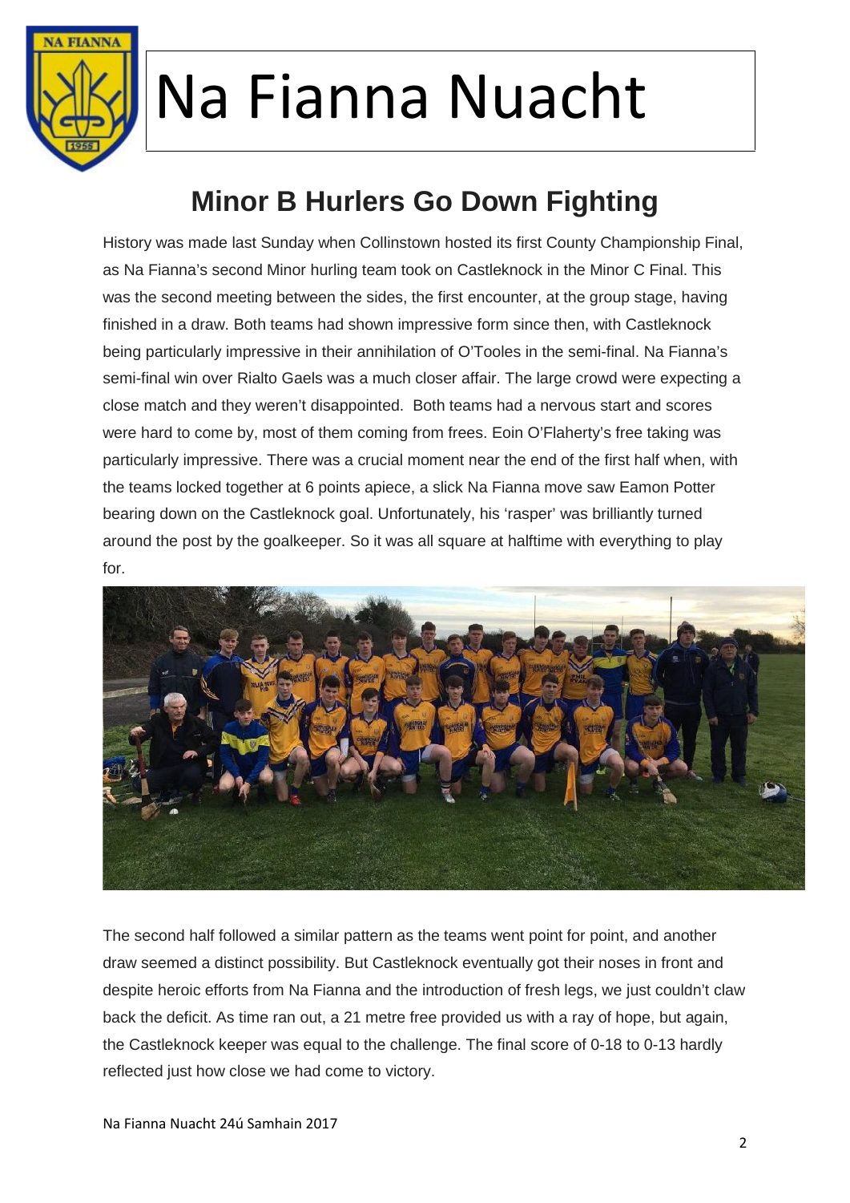# Na Fianna Nuacht

## Minor B Hurlers Go Down Fighting

History was made last Sunday when Collinstown hosted its first County Championship Final, as Na Fianna's second Minor hurling team took on Castleknock in the Minor C Final. This was the second meeting between the sides, the first encounter, at the group stage, having finished in a draw. Both teams had shown impressive form since then, with Castleknock being particularly impressive in their annihilation of O'Tooles in the semi-final. Na Fianna's semi-final win over Rialto Gaels was a much closer affair. The large crowd were expecting a close match and they weren't disappointed. Both teams had a nervous start and scores were hard to come by, most of them coming from frees. Eoin O'Flaherty's free taking was particularly impressive. There was a crucial moment near the end of the first half when, with the teams locked together at 6 points apiece, a slick Na Fianna move saw Eamon Potter bearing down on the Castleknock goal. Unfortunately, his 'rasper' was brilliantly turned around the post by the goalkeeper. So it was all square at halftime with everything to play for.

The second half followed a similar pattern as the teams went point for point, and another draw seemed a distinct possibility. But Castleknock eventually got their noses in front and despite heroic efforts from Na Fianna and the introduction of fresh legs, we just couldn't claw back the deficit. As time ran out, a 21 metre free provided us with a ray of hope, but again, the Castleknock keeper was equal to the challenge. The final score of 0-18 to 0-13 hardly reflected just how close we had come to victory.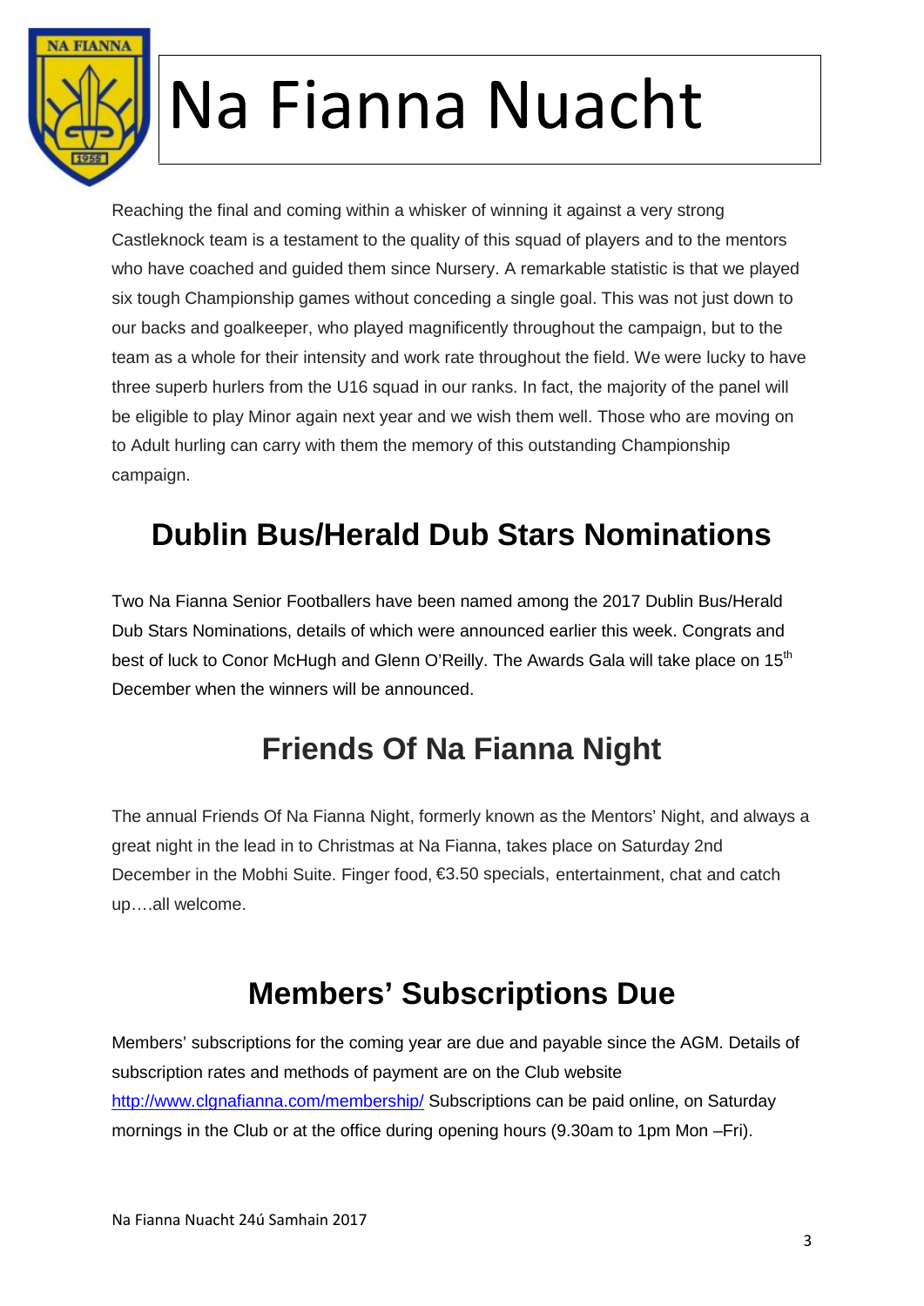Reaching the final and coming within a whisker of winning it against a very strong Castleknock team is a testament to the quality of this squad of players and to the mentors who have coached and guided them since Nursery. A remarkable statistic is that we played six tough Championship games without conceding a single goal. This was not just down to our backs and goalkeeper, who played magnificently throughout the campaign, but to the team as a whole for their intensity and work rate throughout the field. We were lucky to have three superb hurlers from the U16 squad in our ranks. In fact, the majority of the panel will be eligible to play Minor again next year and we wish them well. Those who are moving on to Adult hurling can carry with them the memory of this outstanding Championship campaign.

## Dublin Bus/Herald Dub Stars Nominations

Two Na Fianna Senior Footballers have been named among the 2017 Dublin Bus/Herald Dub Stars Nominations, details of which were announced earlier this week. Congrats and best of luck to Conor McHugh and Glenn O'Reilly. The Awards Gala will take place on 15th December when the winners will be announced.

## Friends Of Na Fianna Night

The annual Friends Of Na Fianna Night, formerly known as the Mentors' Night, and always a great night in the lead in to Christmas at Na Fianna, takes place on Saturday 2nd December in the Mobhi Suite. Finger food, €3.50 specials, entertainment, chat and catch up….all welcome.

## Members' Subscriptions Due

Members' subscriptions for the coming year are due and payable since the AGM. Details of subscription rates and methods of payment are on the Club website [http://www.clgnafianna.com/membership/](http://www.clgnafianna.com/membership/) Subscriptions can be paid online, on Saturday mornings in the Club or at the office during opening hours (9.30am to 1pm Mon –Fri).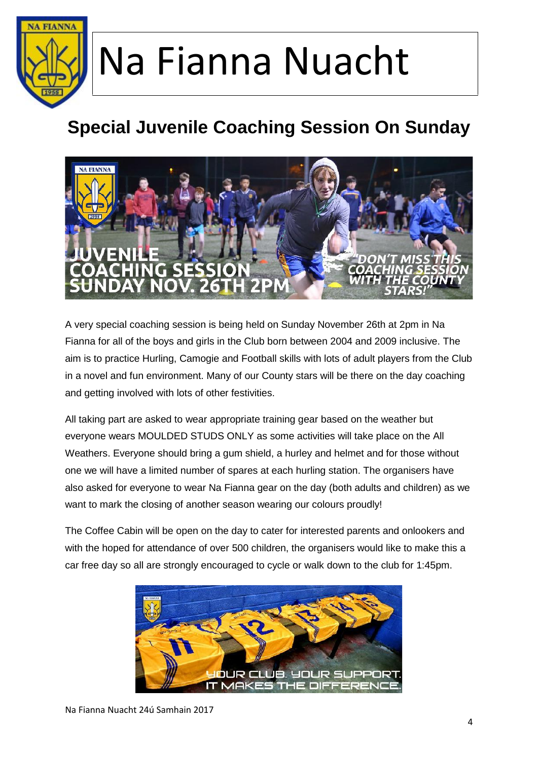# Na Fianna Nuacht

## Special Juvenile Coaching Session On Sunday

A very special coaching session is being held on Sunday November 26th at 2pm in Na Fianna for all of the boys and girls in the Club born between 2004 and 2009 inclusive. The aim is to practice Hurling, Camogie and Football skills with lots of adult players from the Club in a novel and fun environment. Many of our County stars will be there on the day coaching and getting involved with lots of other festivities.

All taking part are asked to wear appropriate training gear based on the weather but everyone wears MOULDED STUDS ONLY as some activities will take place on the All Weathers. Everyone should bring a gum shield, a hurley and helmet and for those without one we will have a limited number of spares at each hurling station. The organisers have also asked for everyone to wear Na Fianna gear on the day (both adults and children) as we want to mark the closing of another season wearing our colours proudly!

The Coffee Cabin will be open on the day to cater for interested parents and onlookers and with the hoped for attendance of over 500 children, the organisers would like to make this a car free day so all are strongly encouraged to cycle or walk down to the club for 1:45pm.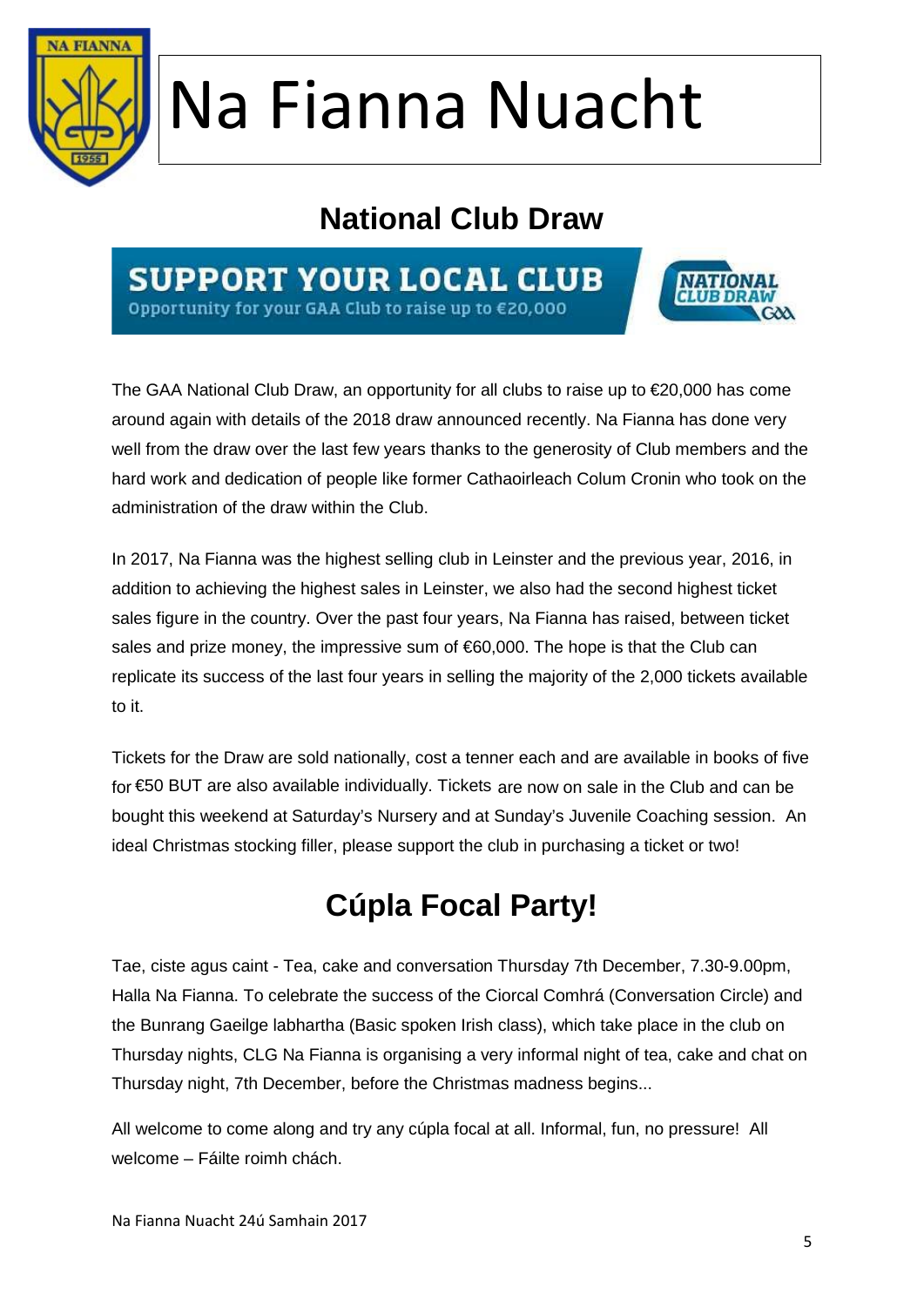# Na Fianna Nuacht

## National Club Draw

**SUPPORT YOUR LOCAL CLUB**
Opportunity for your GAA Club to raise up to €20,000

The GAA National Club Draw, an opportunity for all clubs to raise up to €20,000 has come around again with details of the 2018 draw announced recently. Na Fianna has done very well from the draw over the last few years thanks to the generosity of Club members and the hard work and dedication of people like former Cathaoirleach Colum Cronin who took on the administration of the draw within the Club.

In 2017, Na Fianna was the highest selling club in Leinster and the previous year, 2016, in addition to achieving the highest sales in Leinster, we also had the second highest ticket sales figure in the country. Over the past four years, Na Fianna has raised, between ticket sales and prize money, the impressive sum of €60,000. The hope is that the Club can replicate its success of the last four years in selling the majority of the 2,000 tickets available to it.

Tickets for the Draw are sold nationally, cost a tenner each and are available in books of five for €50 BUT are also available individually. Tickets are now on sale in the Club and can be bought this weekend at Saturday's Nursery and at Sunday's Juvenile Coaching session. An ideal Christmas stocking filler, please support the club in purchasing a ticket or two!

## Cúpla Focal Party!

Tae, ciste agus caint - Tea, cake and conversation Thursday 7th December, 7.30-9.00pm, Halla Na Fianna. To celebrate the success of the Ciorcal Comhrá (Conversation Circle) and the Bunrang Gaeilge labhartha (Basic spoken Irish class), which take place in the club on Thursday nights, CLG Na Fianna is organising a very informal night of tea, cake and chat on Thursday night, 7th December, before the Christmas madness begins...

All welcome to come along and try any cúpla focal at all. Informal, fun, no pressure! All welcome – Fáilte roimh chách.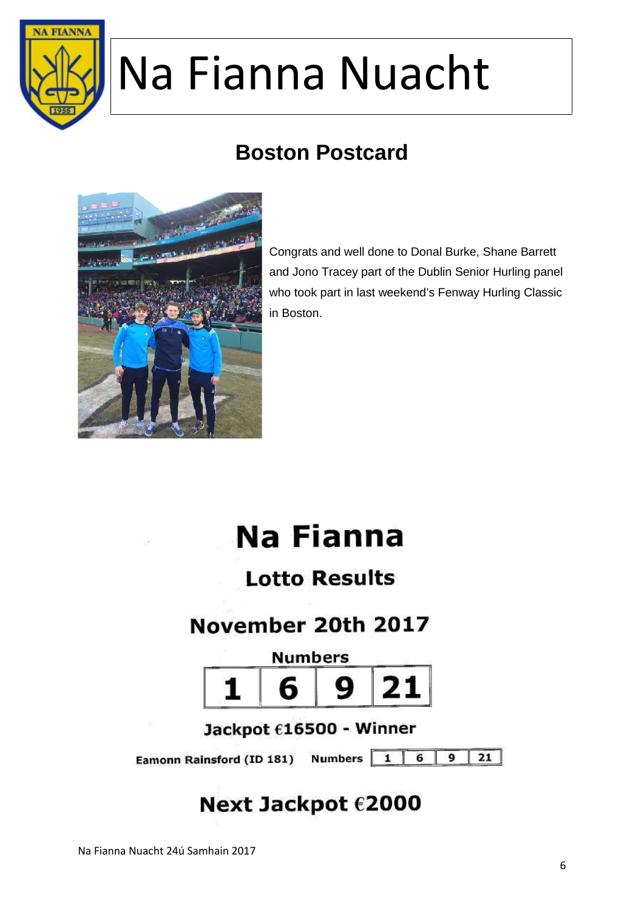# Na Fianna Nuacht

## Boston Postcard

Congrats and well done to Donal Burke, Shane Barrett and Jono Tracey part of the Dublin Senior Hurling panel who took part in last weekend's Fenway Hurling Classic in Boston.

# Na Fianna

## Lotto Results

## November 20th 2017

**Numbers**

| 1 | 6 | 9 | 21 |
|---|---|---|---|

**Jackpot €16500 - Winner**

**Eamonn Rainsford (ID 181)** **Numbers**

| 1 | 6 | 9 | 21 |
|---|---|---|---|

## Next Jackpot €2000

Na Fianna Nuacht 24ú Samhain 2017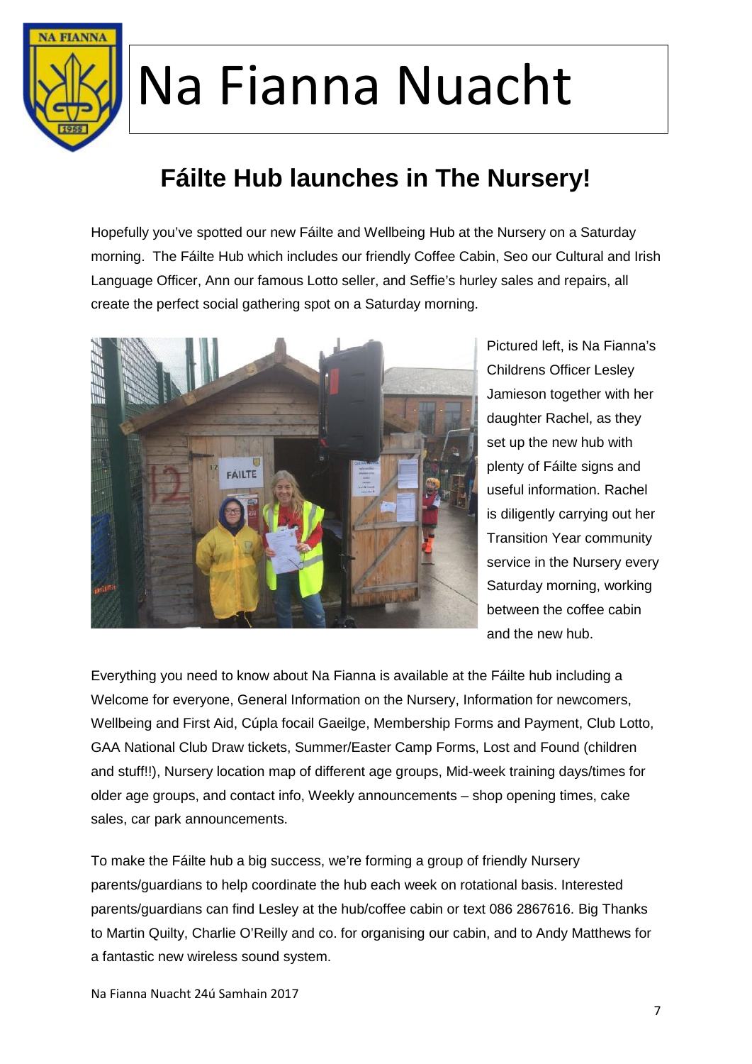# Na Fianna Nuacht

## Fáilte Hub launches in The Nursery!

Hopefully you've spotted our new Fáilte and Wellbeing Hub at the Nursery on a Saturday morning. The Fáilte Hub which includes our friendly Coffee Cabin, Seo our Cultural and Irish Language Officer, Ann our famous Lotto seller, and Seffie's hurley sales and repairs, all create the perfect social gathering spot on a Saturday morning.

Pictured left, is Na Fianna's Childrens Officer Lesley Jamieson together with her daughter Rachel, as they set up the new hub with plenty of Fáilte signs and useful information. Rachel is diligently carrying out her Transition Year community service in the Nursery every Saturday morning, working between the coffee cabin and the new hub.

Everything you need to know about Na Fianna is available at the Fáilte hub including a Welcome for everyone, General Information on the Nursery, Information for newcomers, Wellbeing and First Aid, Cúpla focail Gaeilge, Membership Forms and Payment, Club Lotto, GAA National Club Draw tickets, Summer/Easter Camp Forms, Lost and Found (children and stuff!!), Nursery location map of different age groups, Mid-week training days/times for older age groups, and contact info, Weekly announcements – shop opening times, cake sales, car park announcements.

To make the Fáilte hub a big success, we're forming a group of friendly Nursery parents/guardians to help coordinate the hub each week on rotational basis. Interested parents/guardians can find Lesley at the hub/coffee cabin or text 086 2867616. Big Thanks to Martin Quilty, Charlie O'Reilly and co. for organising our cabin, and to Andy Matthews for a fantastic new wireless sound system.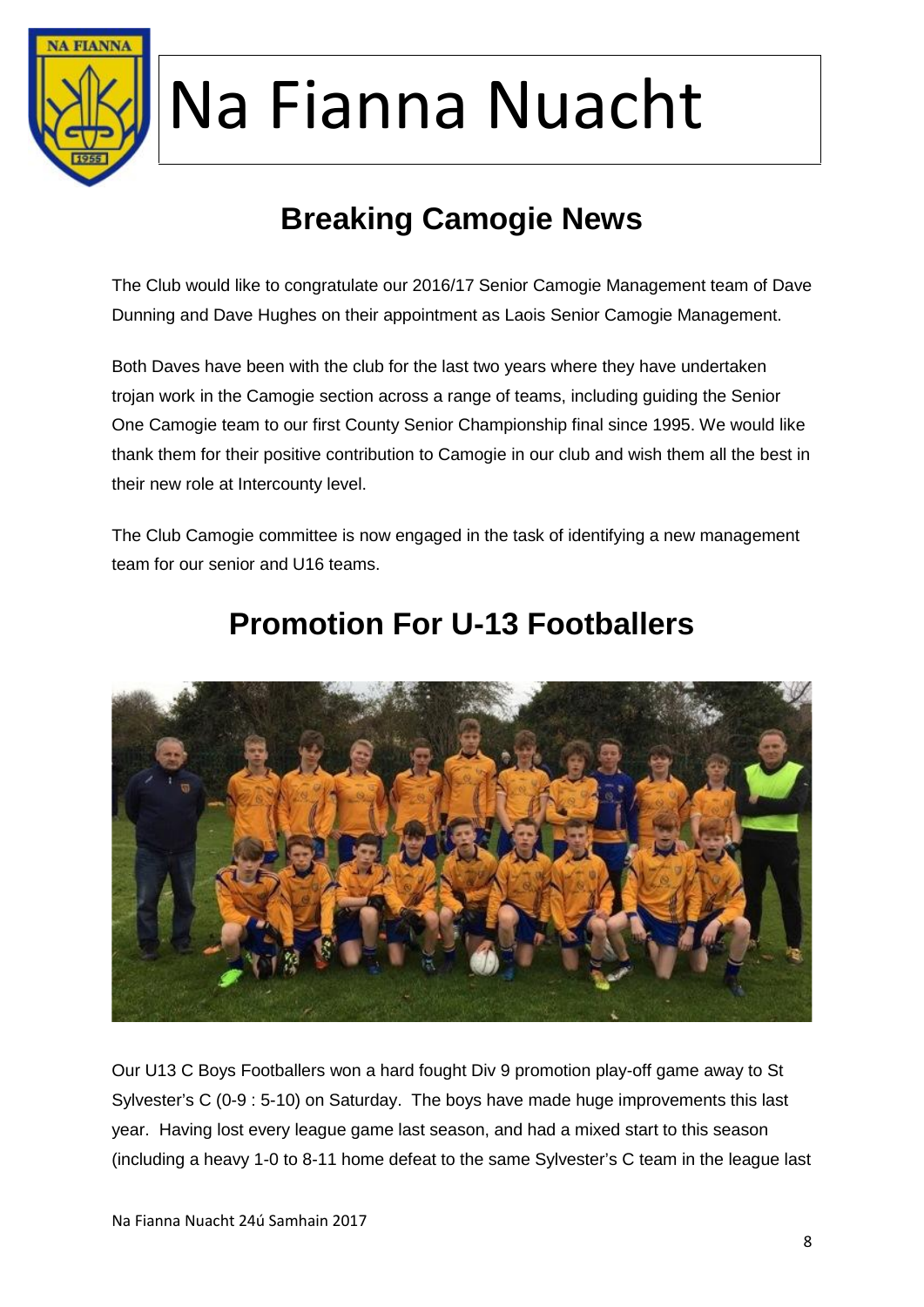# Na Fianna Nuacht

## Breaking Camogie News

The Club would like to congratulate our 2016/17 Senior Camogie Management team of Dave Dunning and Dave Hughes on their appointment as Laois Senior Camogie Management.

Both Daves have been with the club for the last two years where they have undertaken trojan work in the Camogie section across a range of teams, including guiding the Senior One Camogie team to our first County Senior Championship final since 1995. We would like thank them for their positive contribution to Camogie in our club and wish them all the best in their new role at Intercounty level.

The Club Camogie committee is now engaged in the task of identifying a new management team for our senior and U16 teams.

## Promotion For U-13 Footballers

Our U13 C Boys Footballers won a hard fought Div 9 promotion play-off game away to St Sylvester's C (0-9 : 5-10) on Saturday. The boys have made huge improvements this last year. Having lost every league game last season, and had a mixed start to this season (including a heavy 1-0 to 8-11 home defeat to the same Sylvester's C team in the league last

Na Fianna Nuacht 24ú Samhain 2017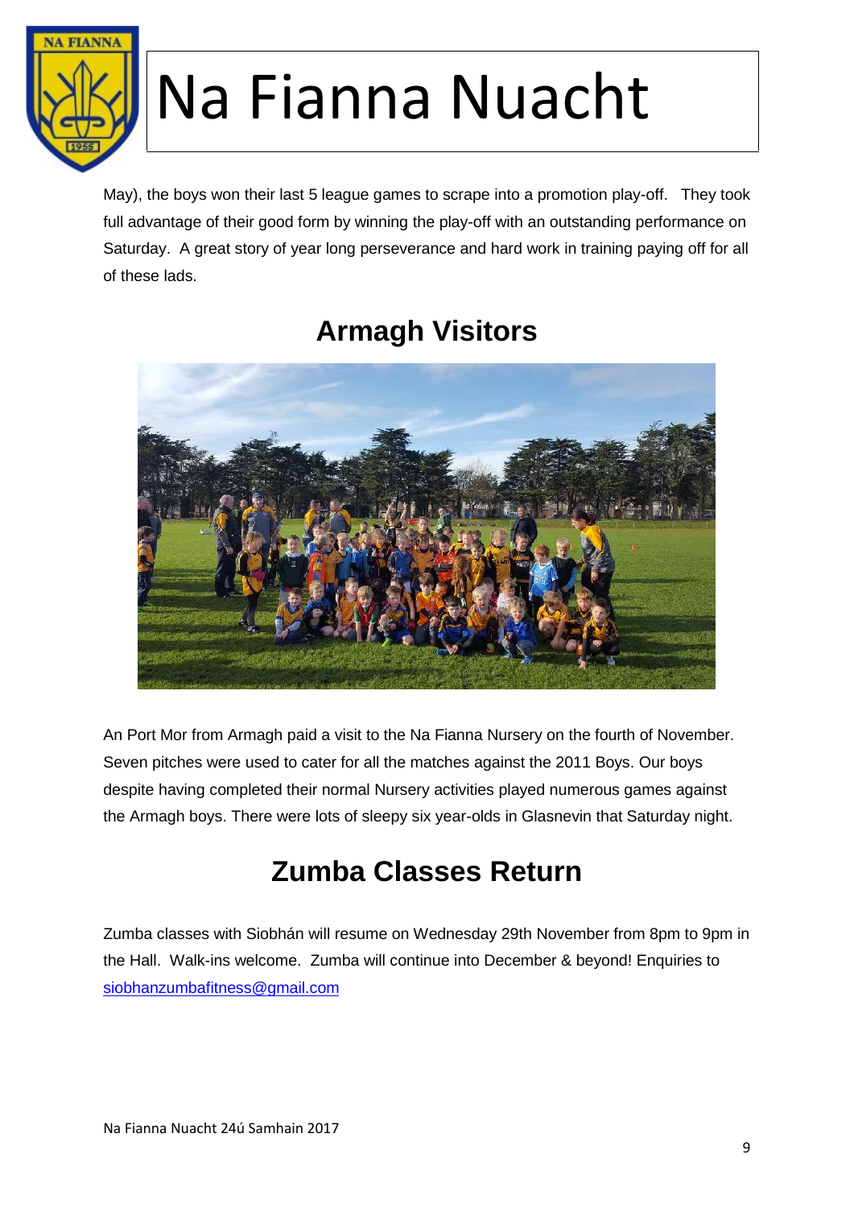May), the boys won their last 5 league games to scrape into a promotion play-off. They took full advantage of their good form by winning the play-off with an outstanding performance on Saturday. A great story of year long perseverance and hard work in training paying off for all of these lads.

## Armagh Visitors

An Port Mor from Armagh paid a visit to the Na Fianna Nursery on the fourth of November. Seven pitches were used to cater for all the matches against the 2011 Boys. Our boys despite having completed their normal Nursery activities played numerous games against the Armagh boys. There were lots of sleepy six year-olds in Glasnevin that Saturday night.

## Zumba Classes Return

Zumba classes with Siobhán will resume on Wednesday 29th November from 8pm to 9pm in the Hall. Walk-ins welcome. Zumba will continue into December & beyond! Enquiries to siobhanzumbafitness@gmail.com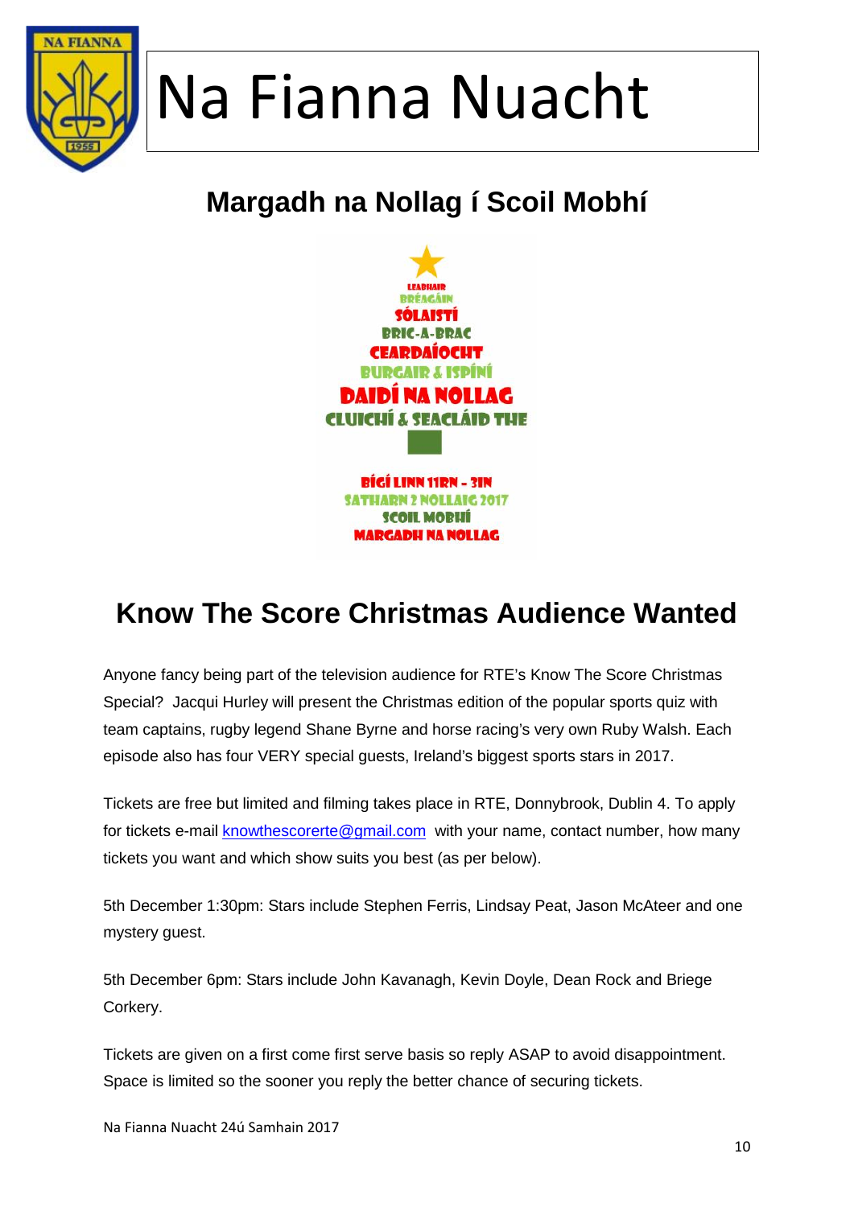# Na Fianna Nuacht

## Margadh na Nollag í Scoil Mobhí

LEABHAIR
BRÉAGÁIN
SÓLAISTÍ
BRIC-A-BRAC
CEARDAÍOCHT
BURGAIR & ISPÍNÍ
DAIDÍ NA NOLLAG
CLUICHÍ & SEACLÁID THE

BÍGÍ LINN 11RN - 3IN
SATHARN 2 NOLLAIG 2017
SCOIL MOBHÍ
MARGADH NA NOLLAG

## Know The Score Christmas Audience Wanted

Anyone fancy being part of the television audience for RTE's Know The Score Christmas Special? Jacqui Hurley will present the Christmas edition of the popular sports quiz with team captains, rugby legend Shane Byrne and horse racing's very own Ruby Walsh. Each episode also has four VERY special guests, Ireland's biggest sports stars in 2017.

Tickets are free but limited and filming takes place in RTE, Donnybrook, Dublin 4. To apply for tickets e-mail knowthescorerte@gmail.com with your name, contact number, how many tickets you want and which show suits you best (as per below).

5th December 1:30pm: Stars include Stephen Ferris, Lindsay Peat, Jason McAteer and one mystery guest.

5th December 6pm: Stars include John Kavanagh, Kevin Doyle, Dean Rock and Briege Corkery.

Tickets are given on a first come first serve basis so reply ASAP to avoid disappointment. Space is limited so the sooner you reply the better chance of securing tickets.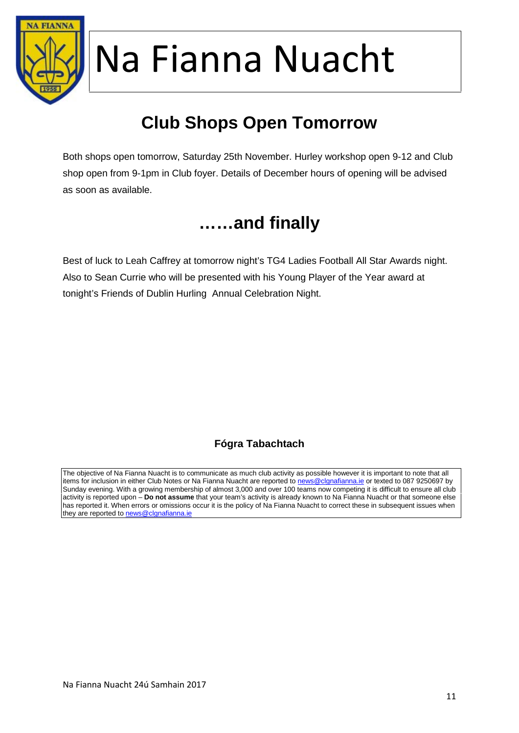# Na Fianna Nuacht

## Club Shops Open Tomorrow

Both shops open tomorrow, Saturday 25th November. Hurley workshop open 9-12 and Club shop open from 9-1pm in Club foyer. Details of December hours of opening will be advised as soon as available.

## ……and finally

Best of luck to Leah Caffrey at tomorrow night's TG4 Ladies Football All Star Awards night. Also to Sean Currie who will be presented with his Young Player of the Year award at tonight's Friends of Dublin Hurling Annual Celebration Night.

### Fógra Tabachtach

The objective of Na Fianna Nuacht is to communicate as much club activity as possible however it is important to note that all items for inclusion in either Club Notes or Na Fianna Nuacht are reported to news@clgnafianna.ie or texted to 087 9250697 by Sunday evening. With a growing membership of almost 3,000 and over 100 teams now competing it is difficult to ensure all club activity is reported upon – **Do not assume** that your team's activity is already known to Na Fianna Nuacht or that someone else has reported it. When errors or omissions occur it is the policy of Na Fianna Nuacht to correct these in subsequent issues when they are reported to news@clgnafianna.ie